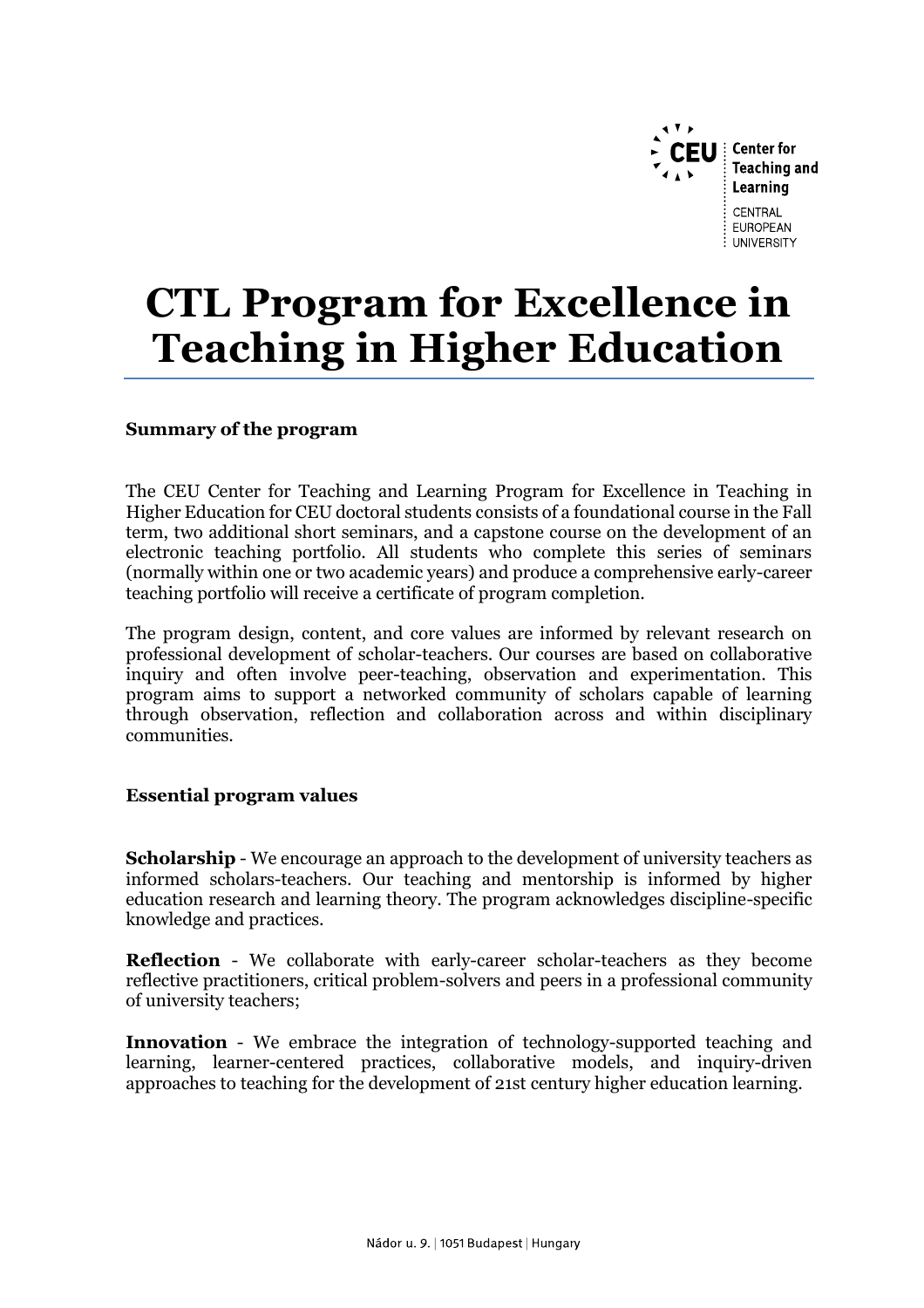CEU Center for Teaching and Learning
CENTRAL EUROPEAN UNIVERSITY

# CTL Program for Excellence in Teaching in Higher Education

**Summary of the program**

The CEU Center for Teaching and Learning Program for Excellence in Teaching in Higher Education for CEU doctoral students consists of a foundational course in the Fall term, two additional short seminars, and a capstone course on the development of an electronic teaching portfolio. All students who complete this series of seminars (normally within one or two academic years) and produce a comprehensive early-career teaching portfolio will receive a certificate of program completion.

The program design, content, and core values are informed by relevant research on professional development of scholar-teachers. Our courses are based on collaborative inquiry and often involve peer-teaching, observation and experimentation. This program aims to support a networked community of scholars capable of learning through observation, reflection and collaboration across and within disciplinary communities.

**Essential program values**

**Scholarship** - We encourage an approach to the development of university teachers as informed scholars-teachers. Our teaching and mentorship is informed by higher education research and learning theory. The program acknowledges discipline-specific knowledge and practices.

**Reflection** - We collaborate with early-career scholar-teachers as they become reflective practitioners, critical problem-solvers and peers in a professional community of university teachers;

**Innovation** - We embrace the integration of technology-supported teaching and learning, learner-centered practices, collaborative models, and inquiry-driven approaches to teaching for the development of 21st century higher education learning.

Nádor u. 9. | 1051 Budapest | Hungary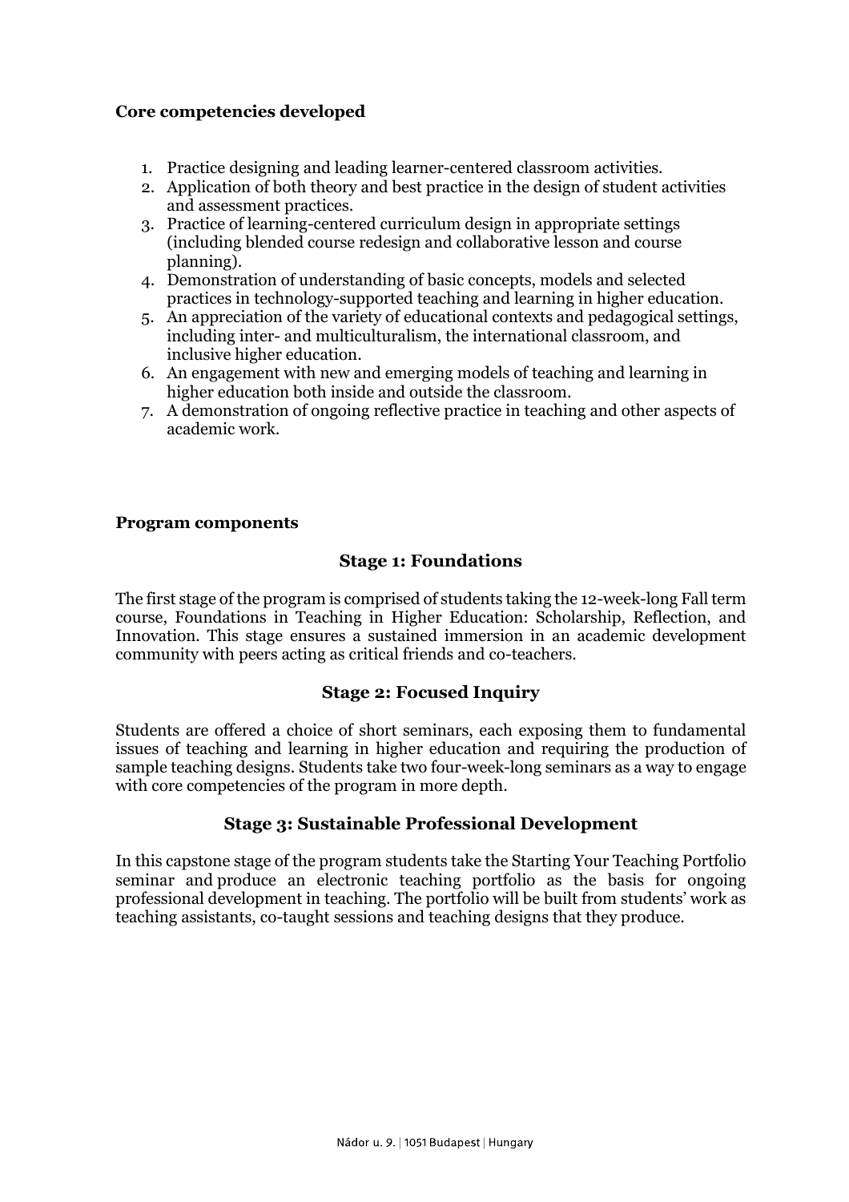**Core competencies developed**

1. Practice designing and leading learner-centered classroom activities.
2. Application of both theory and best practice in the design of student activities and assessment practices.
3. Practice of learning-centered curriculum design in appropriate settings (including blended course redesign and collaborative lesson and course planning).
4. Demonstration of understanding of basic concepts, models and selected practices in technology-supported teaching and learning in higher education.
5. An appreciation of the variety of educational contexts and pedagogical settings, including inter- and multiculturalism, the international classroom, and inclusive higher education.
6. An engagement with new and emerging models of teaching and learning in higher education both inside and outside the classroom.
7. A demonstration of ongoing reflective practice in teaching and other aspects of academic work.

**Program components**

### Stage 1: Foundations

The first stage of the program is comprised of students taking the 12-week-long Fall term course, Foundations in Teaching in Higher Education: Scholarship, Reflection, and Innovation. This stage ensures a sustained immersion in an academic development community with peers acting as critical friends and co-teachers.

### Stage 2: Focused Inquiry

Students are offered a choice of short seminars, each exposing them to fundamental issues of teaching and learning in higher education and requiring the production of sample teaching designs. Students take two four-week-long seminars as a way to engage with core competencies of the program in more depth.

### Stage 3: Sustainable Professional Development

In this capstone stage of the program students take the Starting Your Teaching Portfolio seminar and produce an electronic teaching portfolio as the basis for ongoing professional development in teaching. The portfolio will be built from students' work as teaching assistants, co-taught sessions and teaching designs that they produce.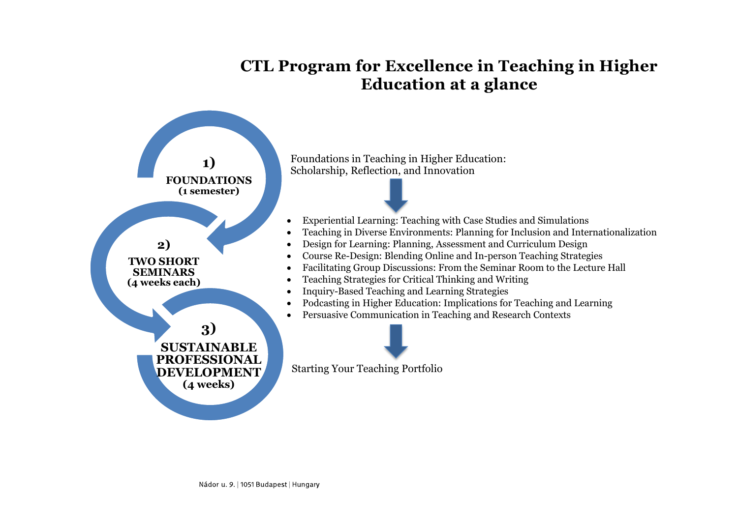# CTL Program for Excellence in Teaching in Higher Education at a glance

**1)**
**FOUNDATIONS**
**(1 semester)**

Foundations in Teaching in Higher Education: Scholarship, Reflection, and Innovation

**2)**
**TWO SHORT SEMINARS**
**(4 weeks each)**

- Experiential Learning: Teaching with Case Studies and Simulations
- Teaching in Diverse Environments: Planning for Inclusion and Internationalization
- Design for Learning: Planning, Assessment and Curriculum Design
- Course Re-Design: Blending Online and In-person Teaching Strategies
- Facilitating Group Discussions: From the Seminar Room to the Lecture Hall
- Teaching Strategies for Critical Thinking and Writing
- Inquiry-Based Teaching and Learning Strategies
- Podcasting in Higher Education: Implications for Teaching and Learning
- Persuasive Communication in Teaching and Research Contexts

**3)**
**SUSTAINABLE PROFESSIONAL DEVELOPMENT**
**(4 weeks)**

Starting Your Teaching Portfolio